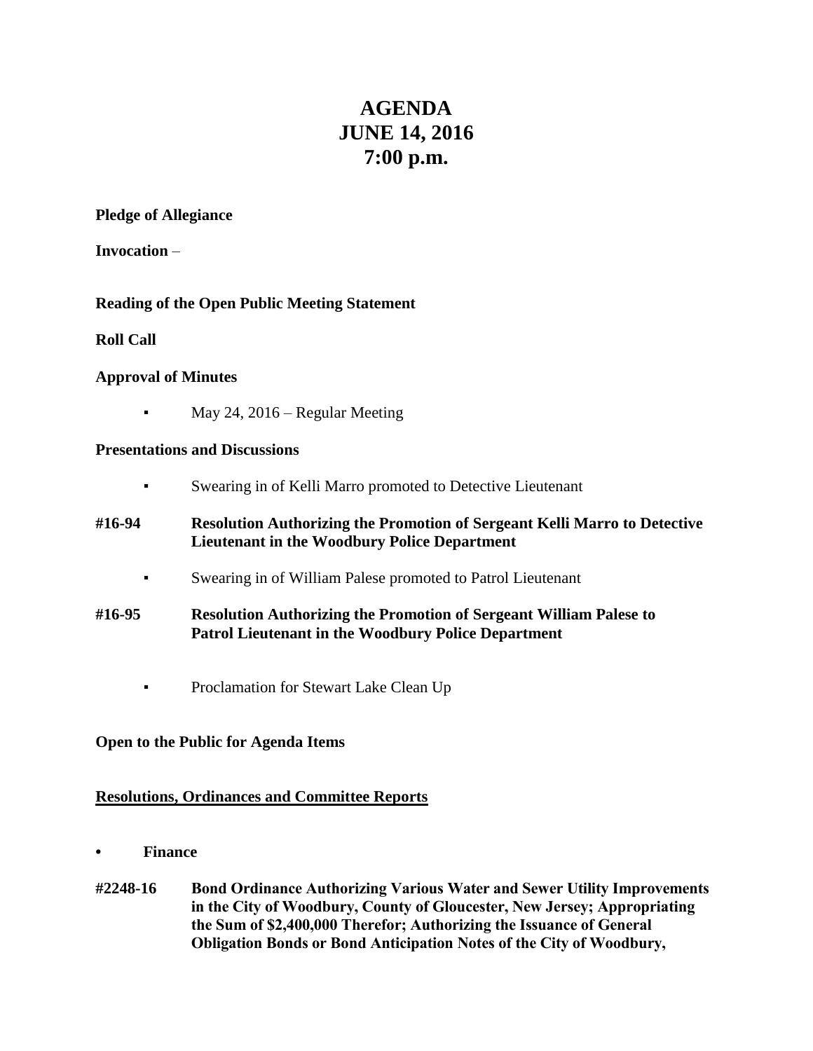# AGENDA
# JUNE 14, 2016
# 7:00 p.m.

**Pledge of Allegiance**

**Invocation** –

**Reading of the Open Public Meeting Statement**

**Roll Call**

**Approval of Minutes**

- May 24, 2016 – Regular Meeting

**Presentations and Discussions**

- Swearing in of Kelli Marro promoted to Detective Lieutenant

**#16-94 Resolution Authorizing the Promotion of Sergeant Kelli Marro to Detective Lieutenant in the Woodbury Police Department**

- Swearing in of William Palese promoted to Patrol Lieutenant

**#16-95 Resolution Authorizing the Promotion of Sergeant William Palese to Patrol Lieutenant in the Woodbury Police Department**

- Proclamation for Stewart Lake Clean Up

**Open to the Public for Agenda Items**

**<u>Resolutions, Ordinances and Committee Reports</u>**

- **Finance**

**#2248-16 Bond Ordinance Authorizing Various Water and Sewer Utility Improvements in the City of Woodbury, County of Gloucester, New Jersey; Appropriating the Sum of $2,400,000 Therefor; Authorizing the Issuance of General Obligation Bonds or Bond Anticipation Notes of the City of Woodbury,**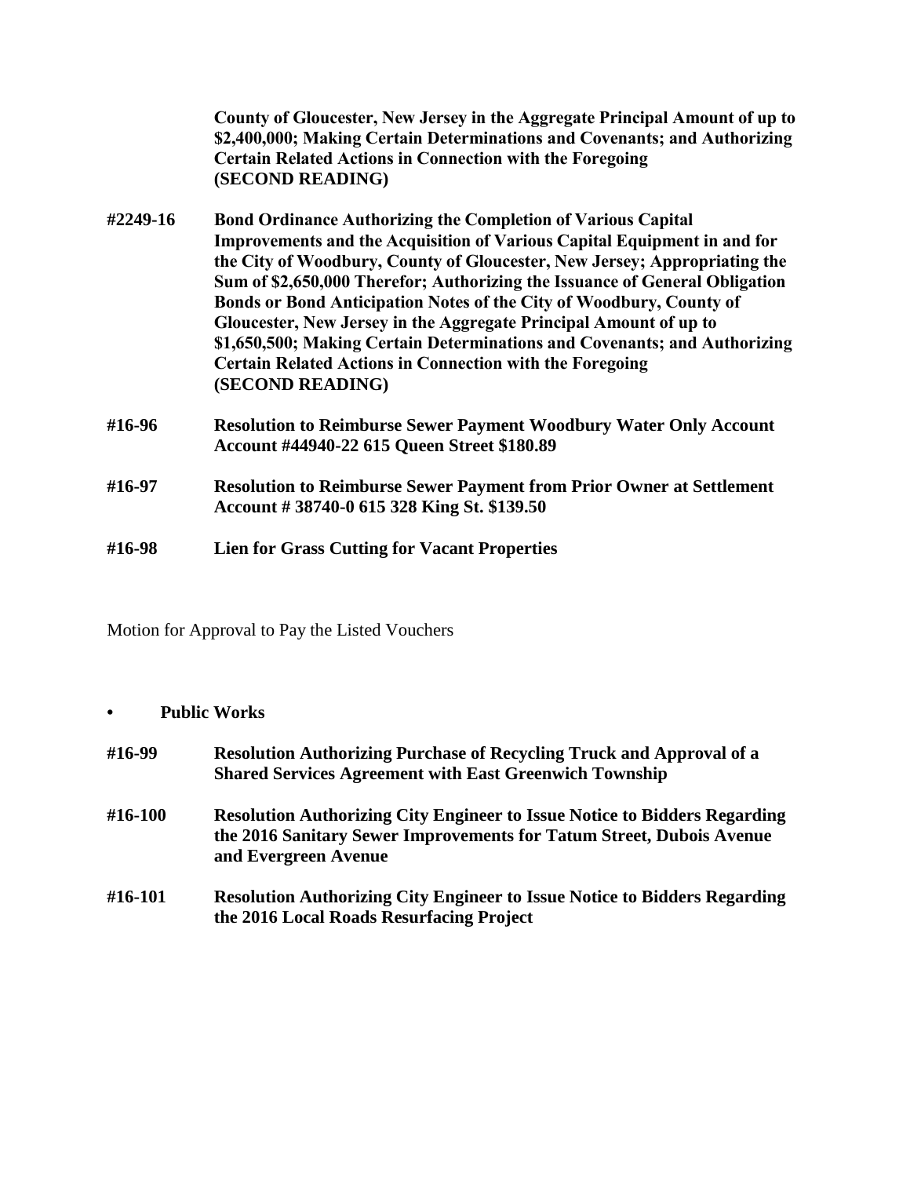**County of Gloucester, New Jersey in the Aggregate Principal Amount of up to $2,400,000; Making Certain Determinations and Covenants; and Authorizing Certain Related Actions in Connection with the Foregoing (SECOND READING)**

**#2249-16** **Bond Ordinance Authorizing the Completion of Various Capital Improvements and the Acquisition of Various Capital Equipment in and for the City of Woodbury, County of Gloucester, New Jersey; Appropriating the Sum of $2,650,000 Therefor; Authorizing the Issuance of General Obligation Bonds or Bond Anticipation Notes of the City of Woodbury, County of Gloucester, New Jersey in the Aggregate Principal Amount of up to $1,650,500; Making Certain Determinations and Covenants; and Authorizing Certain Related Actions in Connection with the Foregoing (SECOND READING)**

**#16-96** **Resolution to Reimburse Sewer Payment Woodbury Water Only Account Account #44940-22 615 Queen Street $180.89**

**#16-97** **Resolution to Reimburse Sewer Payment from Prior Owner at Settlement Account # 38740-0 615 328 King St. $139.50**

**#16-98** **Lien for Grass Cutting for Vacant Properties**

Motion for Approval to Pay the Listed Vouchers

- **Public Works**

**#16-99** **Resolution Authorizing Purchase of Recycling Truck and Approval of a Shared Services Agreement with East Greenwich Township**

**#16-100** **Resolution Authorizing City Engineer to Issue Notice to Bidders Regarding the 2016 Sanitary Sewer Improvements for Tatum Street, Dubois Avenue and Evergreen Avenue**

**#16-101** **Resolution Authorizing City Engineer to Issue Notice to Bidders Regarding the 2016 Local Roads Resurfacing Project**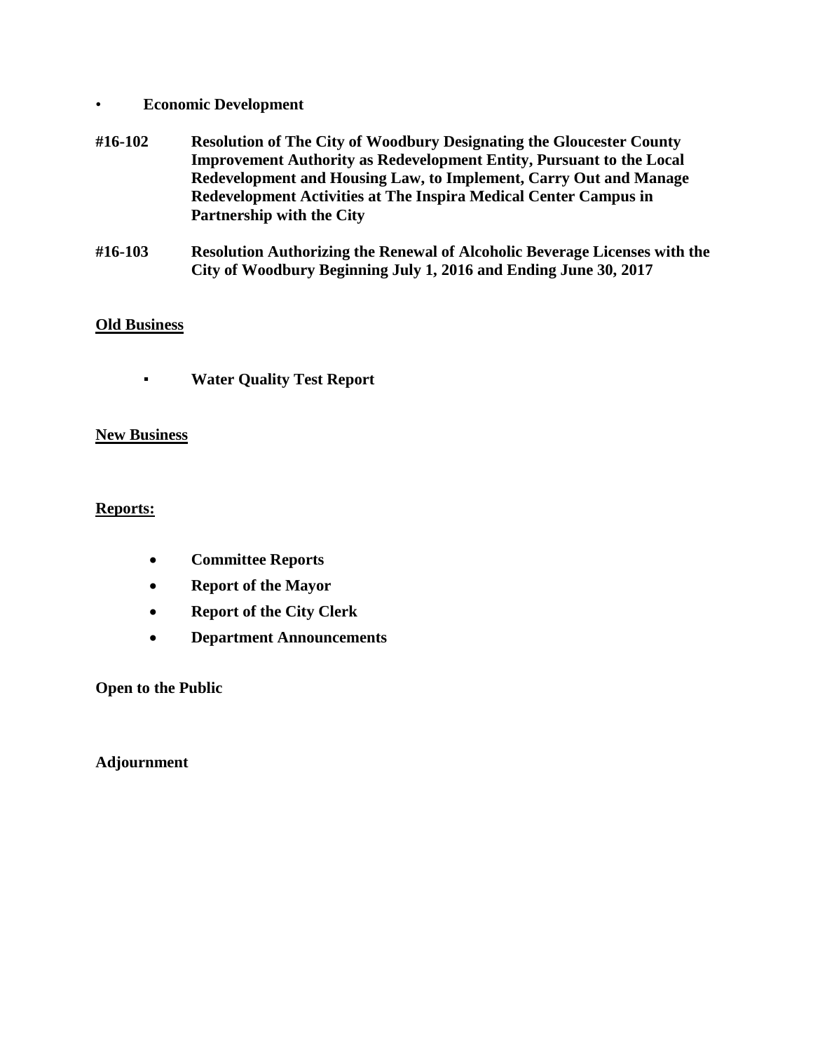- **Economic Development**

**#16-102** **Resolution of The City of Woodbury Designating the Gloucester County Improvement Authority as Redevelopment Entity, Pursuant to the Local Redevelopment and Housing Law, to Implement, Carry Out and Manage Redevelopment Activities at The Inspira Medical Center Campus in Partnership with the City**

**#16-103** **Resolution Authorizing the Renewal of Alcoholic Beverage Licenses with the City of Woodbury Beginning July 1, 2016 and Ending June 30, 2017**

**<u>Old Business</u>**

- **Water Quality Test Report**

**<u>New Business</u>**

**<u>Reports:</u>**

- **Committee Reports**
- **Report of the Mayor**
- **Report of the City Clerk**
- **Department Announcements**

**Open to the Public**

**Adjournment**